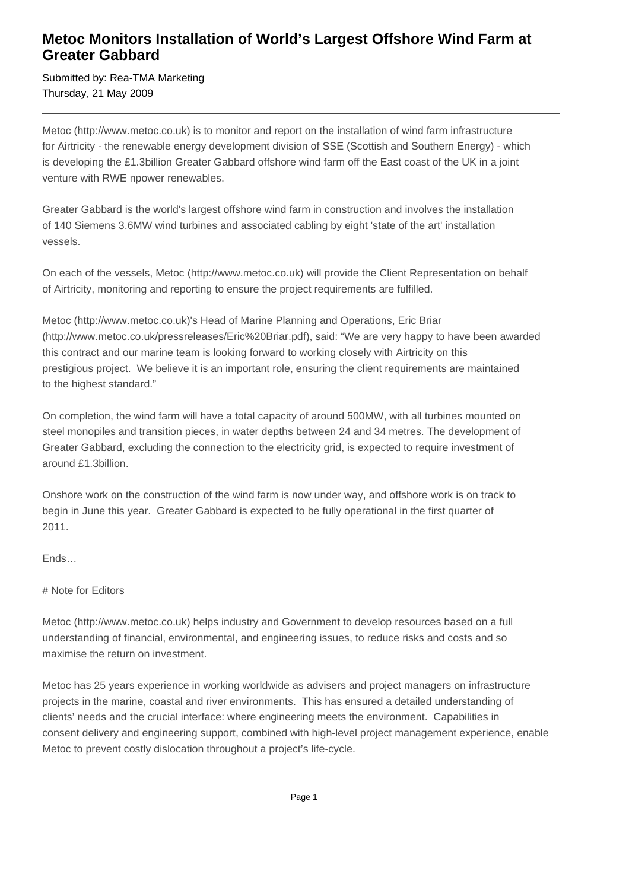# Metoc Monitors Installation of World's Largest Offshore Wind Farm at Greater Gabbard

Submitted by: Rea-TMA Marketing
Thursday, 21 May 2009

---

Metoc (http://www.metoc.co.uk) is to monitor and report on the installation of wind farm infrastructure for Airtricity - the renewable energy development division of SSE (Scottish and Southern Energy) - which is developing the £1.3billion Greater Gabbard offshore wind farm off the East coast of the UK in a joint venture with RWE npower renewables.

Greater Gabbard is the world's largest offshore wind farm in construction and involves the installation of 140 Siemens 3.6MW wind turbines and associated cabling by eight 'state of the art' installation vessels.

On each of the vessels, Metoc (http://www.metoc.co.uk) will provide the Client Representation on behalf of Airtricity, monitoring and reporting to ensure the project requirements are fulfilled.

Metoc (http://www.metoc.co.uk)'s Head of Marine Planning and Operations, Eric Briar (http://www.metoc.co.uk/pressreleases/Eric%20Briar.pdf), said: "We are very happy to have been awarded this contract and our marine team is looking forward to working closely with Airtricity on this prestigious project. We believe it is an important role, ensuring the client requirements are maintained to the highest standard."

On completion, the wind farm will have a total capacity of around 500MW, with all turbines mounted on steel monopiles and transition pieces, in water depths between 24 and 34 metres. The development of Greater Gabbard, excluding the connection to the electricity grid, is expected to require investment of around £1.3billion.

Onshore work on the construction of the wind farm is now under way, and offshore work is on track to begin in June this year. Greater Gabbard is expected to be fully operational in the first quarter of 2011.

Ends…

# Note for Editors

Metoc (http://www.metoc.co.uk) helps industry and Government to develop resources based on a full understanding of financial, environmental, and engineering issues, to reduce risks and costs and so maximise the return on investment.

Metoc has 25 years experience in working worldwide as advisers and project managers on infrastructure projects in the marine, coastal and river environments. This has ensured a detailed understanding of clients' needs and the crucial interface: where engineering meets the environment. Capabilities in consent delivery and engineering support, combined with high-level project management experience, enable Metoc to prevent costly dislocation throughout a project's life-cycle.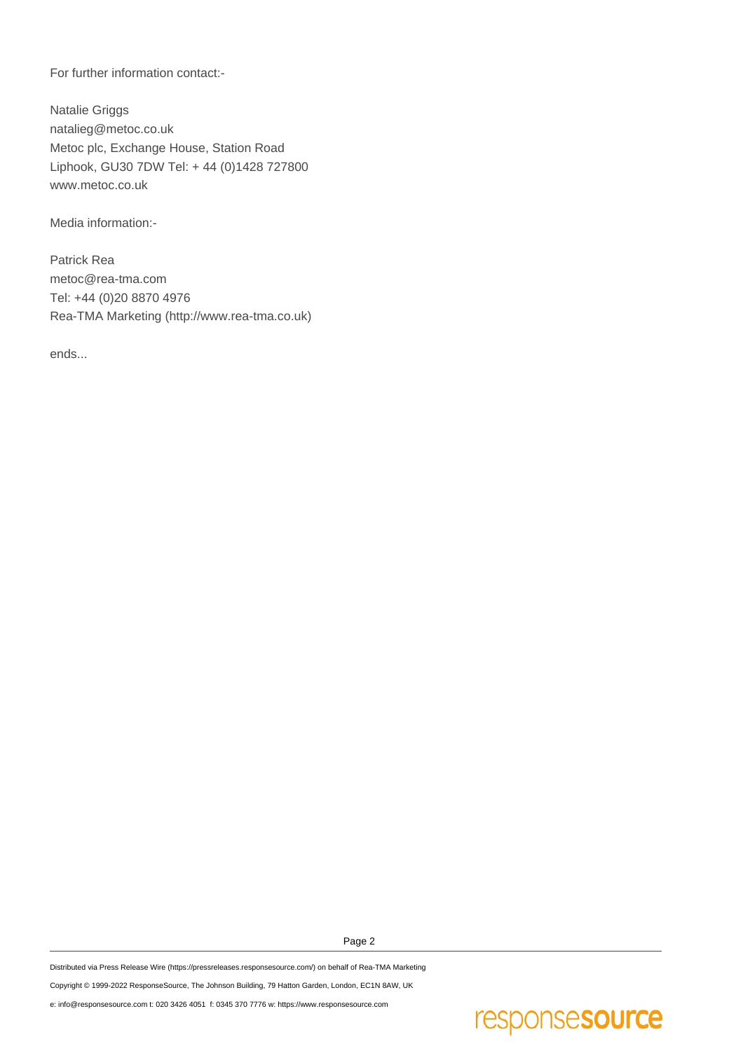For further information contact:-

Natalie Griggs
natalieg@metoc.co.uk
Metoc plc, Exchange House, Station Road
Liphook, GU30 7DW Tel: + 44 (0)1428 727800
www.metoc.co.uk

Media information:-

Patrick Rea
metoc@rea-tma.com
Tel: +44 (0)20 8870 4976
Rea-TMA Marketing (http://www.rea-tma.co.uk)

ends...